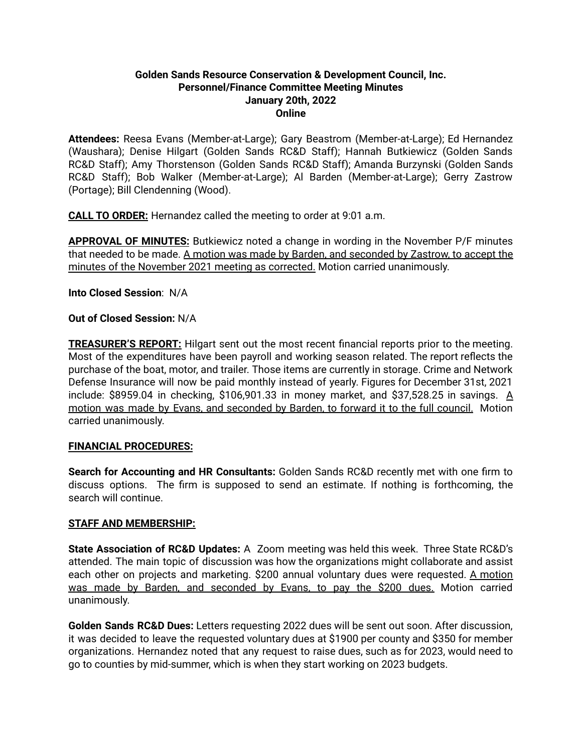**Golden Sands Resource Conservation & Development Council, Inc.**
**Personnel/Finance Committee Meeting Minutes**
**January 20th, 2022**
**Online**

**Attendees:** Reesa Evans (Member-at-Large); Gary Beastrom (Member-at-Large); Ed Hernandez (Waushara); Denise Hilgart (Golden Sands RC&D Staff); Hannah Butkiewicz (Golden Sands RC&D Staff); Amy Thorstenson (Golden Sands RC&D Staff); Amanda Burzynski (Golden Sands RC&D Staff); Bob Walker (Member-at-Large); Al Barden (Member-at-Large); Gerry Zastrow (Portage); Bill Clendenning (Wood).

**CALL TO ORDER:** Hernandez called the meeting to order at 9:01 a.m.

**APPROVAL OF MINUTES:** Butkiewicz noted a change in wording in the November P/F minutes that needed to be made. A motion was made by Barden, and seconded by Zastrow, to accept the minutes of the November 2021 meeting as corrected. Motion carried unanimously.

**Into Closed Session**: N/A

**Out of Closed Session:** N/A

**TREASURER'S REPORT:** Hilgart sent out the most recent financial reports prior to the meeting. Most of the expenditures have been payroll and working season related. The report reflects the purchase of the boat, motor, and trailer. Those items are currently in storage. Crime and Network Defense Insurance will now be paid monthly instead of yearly. Figures for December 31st, 2021 include: $8959.04 in checking, $106,901.33 in money market, and $37,528.25 in savings. A motion was made by Evans, and seconded by Barden, to forward it to the full council. Motion carried unanimously.

**FINANCIAL PROCEDURES:**

**Search for Accounting and HR Consultants:** Golden Sands RC&D recently met with one firm to discuss options. The firm is supposed to send an estimate. If nothing is forthcoming, the search will continue.

**STAFF AND MEMBERSHIP:**

**State Association of RC&D Updates:** A Zoom meeting was held this week. Three State RC&D's attended. The main topic of discussion was how the organizations might collaborate and assist each other on projects and marketing. $200 annual voluntary dues were requested. A motion was made by Barden, and seconded by Evans, to pay the $200 dues. Motion carried unanimously.

**Golden Sands RC&D Dues:** Letters requesting 2022 dues will be sent out soon. After discussion, it was decided to leave the requested voluntary dues at $1900 per county and $350 for member organizations. Hernandez noted that any request to raise dues, such as for 2023, would need to go to counties by mid-summer, which is when they start working on 2023 budgets.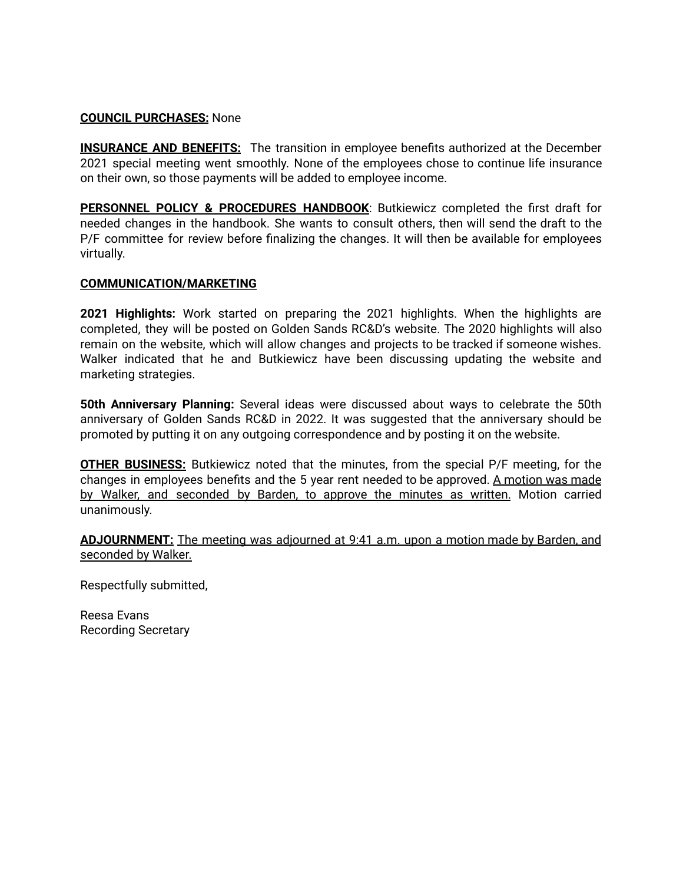**COUNCIL PURCHASES:** None

**INSURANCE AND BENEFITS:** The transition in employee benefits authorized at the December 2021 special meeting went smoothly. None of the employees chose to continue life insurance on their own, so those payments will be added to employee income.

**PERSONNEL POLICY & PROCEDURES HANDBOOK**: Butkiewicz completed the first draft for needed changes in the handbook. She wants to consult others, then will send the draft to the P/F committee for review before finalizing the changes. It will then be available for employees virtually.

**COMMUNICATION/MARKETING**

**2021 Highlights:** Work started on preparing the 2021 highlights. When the highlights are completed, they will be posted on Golden Sands RC&D's website. The 2020 highlights will also remain on the website, which will allow changes and projects to be tracked if someone wishes. Walker indicated that he and Butkiewicz have been discussing updating the website and marketing strategies.

**50th Anniversary Planning:** Several ideas were discussed about ways to celebrate the 50th anniversary of Golden Sands RC&D in 2022. It was suggested that the anniversary should be promoted by putting it on any outgoing correspondence and by posting it on the website.

**OTHER BUSINESS:** Butkiewicz noted that the minutes, from the special P/F meeting, for the changes in employees benefits and the 5 year rent needed to be approved. A motion was made by Walker, and seconded by Barden, to approve the minutes as written. Motion carried unanimously.

**ADJOURNMENT:** The meeting was adjourned at 9:41 a.m. upon a motion made by Barden, and seconded by Walker.

Respectfully submitted,

Reesa Evans
Recording Secretary